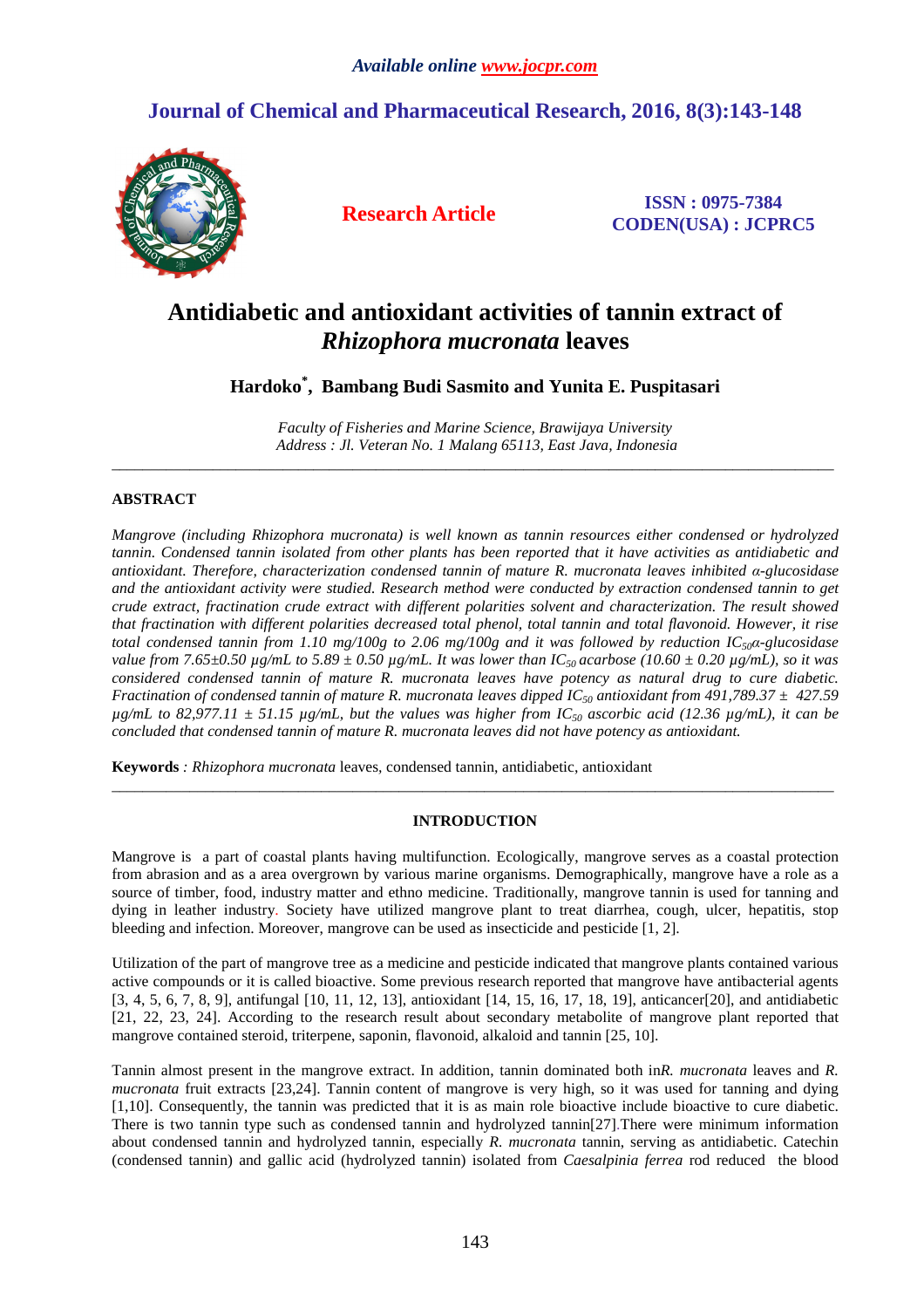*Available online www.jocpr.com*

## Journal of Chemical and Pharmaceutical Research, 2016, 8(3):143-148

**Research Article**

**ISSN : 0975-7384**
**CODEN(USA) : JCPRC5**

# Antidiabetic and antioxidant activities of tannin extract of *Rhizophora mucronata* leaves

**Hardoko*, Bambang Budi Sasmito and Yunita E. Puspitasari**

*Faculty of Fisheries and Marine Science, Brawijaya University*
*Address : Jl. Veteran No. 1 Malang 65113, East Java, Indonesia*

---

## ABSTRACT

*Mangrove (including Rhizophora mucronata) is well known as tannin resources either condensed or hydrolyzed tannin. Condensed tannin isolated from other plants has been reported that it have activities as antidiabetic and antioxidant. Therefore, characterization condensed tannin of mature R. mucronata leaves inhibited α-glucosidase and the antioxidant activity were studied. Research method were conducted by extraction condensed tannin to get crude extract, fractination crude extract with different polarities solvent and characterization. The result showed that fractination with different polarities decreased total phenol, total tannin and total flavonoid. However, it rise total condensed tannin from 1.10 mg/100g to 2.06 mg/100g and it was followed by reduction $IC_{50}$α-glucosidase value from 7.65±0.50 µg/mL to 5.89 ± 0.50 µg/mL. It was lower than $IC_{50}$ acarbose (10.60 ± 0.20 µg/mL), so it was considered condensed tannin of mature R. mucronata leaves have potency as natural drug to cure diabetic. Fractination of condensed tannin of mature R. mucronata leaves dipped $IC_{50}$ antioxidant from 491,789.37 ± 427.59 µg/mL to 82,977.11 ± 51.15 µg/mL, but the values was higher from $IC_{50}$ ascorbic acid (12.36 µg/mL), it can be concluded that condensed tannin of mature R. mucronata leaves did not have potency as antioxidant.*

**Keywords** : *Rhizophora mucronata* leaves, condensed tannin, antidiabetic, antioxidant

---

## INTRODUCTION

Mangrove is a part of coastal plants having multifunction. Ecologically, mangrove serves as a coastal protection from abrasion and as a area overgrown by various marine organisms. Demographically, mangrove have a role as a source of timber, food, industry matter and ethno medicine. Traditionally, mangrove tannin is used for tanning and dying in leather industry. Society have utilized mangrove plant to treat diarrhea, cough, ulcer, hepatitis, stop bleeding and infection. Moreover, mangrove can be used as insecticide and pesticide [1, 2].

Utilization of the part of mangrove tree as a medicine and pesticide indicated that mangrove plants contained various active compounds or it is called bioactive. Some previous research reported that mangrove have antibacterial agents [3, 4, 5, 6, 7, 8, 9], antifungal [10, 11, 12, 13], antioxidant [14, 15, 16, 17, 18, 19], anticancer[20], and antidiabetic [21, 22, 23, 24]. According to the research result about secondary metabolite of mangrove plant reported that mangrove contained steroid, triterpene, saponin, flavonoid, alkaloid and tannin [25, 10].

Tannin almost present in the mangrove extract. In addition, tannin dominated both in*R. mucronata* leaves and *R. mucronata* fruit extracts [23,24]. Tannin content of mangrove is very high, so it was used for tanning and dying [1,10]. Consequently, the tannin was predicted that it is as main role bioactive include bioactive to cure diabetic. There is two tannin type such as condensed tannin and hydrolyzed tannin[27].There were minimum information about condensed tannin and hydrolyzed tannin, especially *R. mucronata* tannin, serving as antidiabetic. Catechin (condensed tannin) and gallic acid (hydrolyzed tannin) isolated from *Caesalpinia ferrea* rod reduced the blood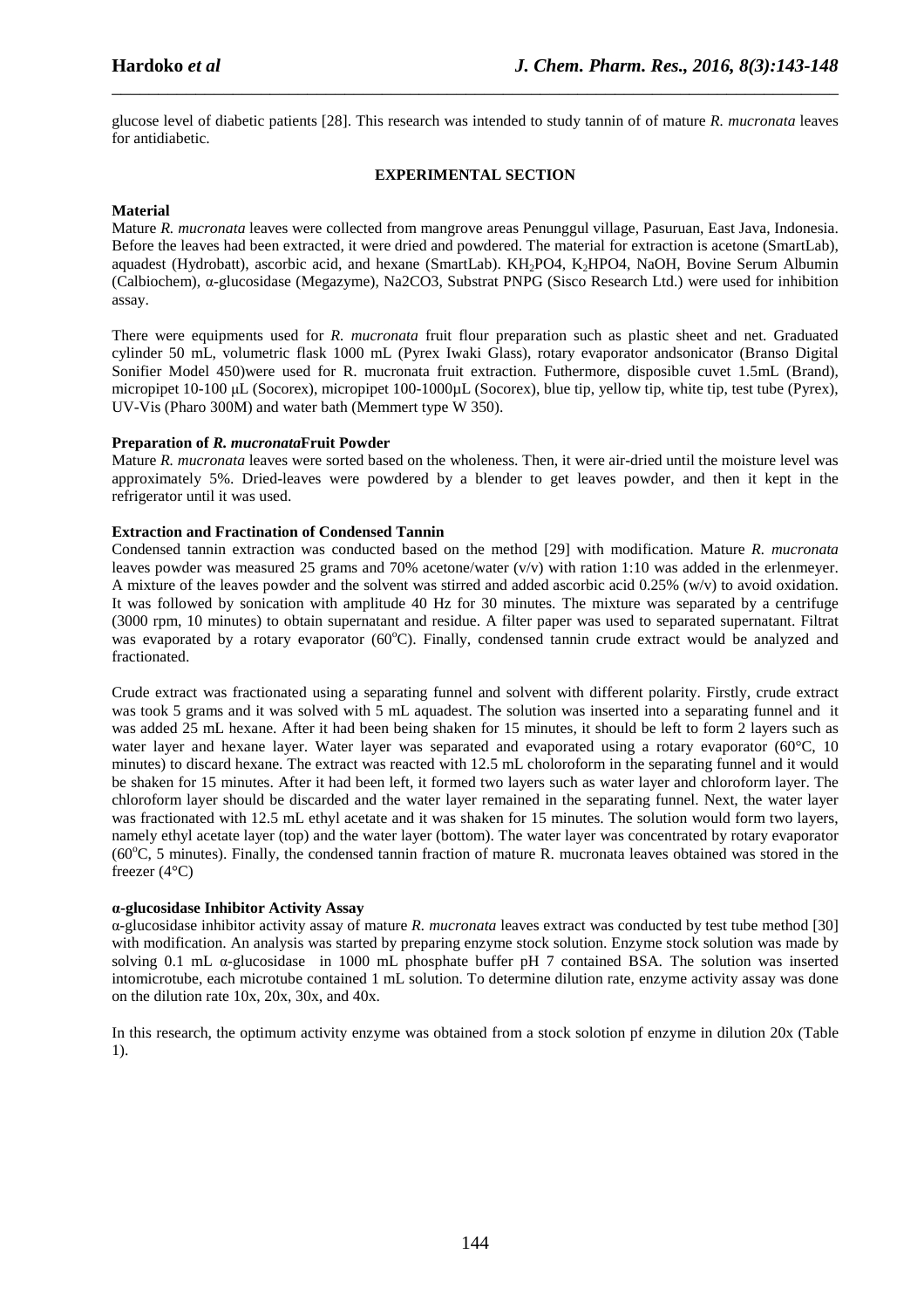glucose level of diabetic patients [28]. This research was intended to study tannin of of mature *R. mucronata* leaves for antidiabetic.

## EXPERIMENTAL SECTION

### Material

Mature *R. mucronata* leaves were collected from mangrove areas Penunggul village, Pasuruan, East Java, Indonesia. Before the leaves had been extracted, it were dried and powdered. The material for extraction is acetone (SmartLab), aquadest (Hydrobatt), ascorbic acid, and hexane (SmartLab). $KH_2PO4$, $K_2HPO4$, NaOH, Bovine Serum Albumin (Calbiochem), α-glucosidase (Megazyme), Na2CO3, Substrat PNPG (Sisco Research Ltd.) were used for inhibition assay.

There were equipments used for *R. mucronata* fruit flour preparation such as plastic sheet and net. Graduated cylinder 50 mL, volumetric flask 1000 mL (Pyrex Iwaki Glass), rotary evaporator andsonicator (Branso Digital Sonifier Model 450)were used for R. mucronata fruit extraction. Futhermore, disposible cuvet 1.5mL (Brand), micropipet 10-100 µL (Socorex), micropipet 100-1000µL (Socorex), blue tip, yellow tip, white tip, test tube (Pyrex), UV-Vis (Pharo 300M) and water bath (Memmert type W 350).

### Preparation of *R. mucronata*Fruit Powder

Mature *R. mucronata* leaves were sorted based on the wholeness. Then, it were air-dried until the moisture level was approximately 5%. Dried-leaves were powdered by a blender to get leaves powder, and then it kept in the refrigerator until it was used.

### Extraction and Fractination of Condensed Tannin

Condensed tannin extraction was conducted based on the method [29] with modification. Mature *R. mucronata* leaves powder was measured 25 grams and 70% acetone/water (v/v) with ration 1:10 was added in the erlenmeyer. A mixture of the leaves powder and the solvent was stirred and added ascorbic acid 0.25% (w/v) to avoid oxidation. It was followed by sonication with amplitude 40 Hz for 30 minutes. The mixture was separated by a centrifuge (3000 rpm, 10 minutes) to obtain supernatant and residue. A filter paper was used to separated supernatant. Filtrat was evaporated by a rotary evaporator (60$^o$C). Finally, condensed tannin crude extract would be analyzed and fractionated.

Crude extract was fractionated using a separating funnel and solvent with different polarity. Firstly, crude extract was took 5 grams and it was solved with 5 mL aquadest. The solution was inserted into a separating funnel and it was added 25 mL hexane. After it had been being shaken for 15 minutes, it should be left to form 2 layers such as water layer and hexane layer. Water layer was separated and evaporated using a rotary evaporator (60°C, 10 minutes) to discard hexane. The extract was reacted with 12.5 mL choloroform in the separating funnel and it would be shaken for 15 minutes. After it had been left, it formed two layers such as water layer and chloroform layer. The chloroform layer should be discarded and the water layer remained in the separating funnel. Next, the water layer was fractionated with 12.5 mL ethyl acetate and it was shaken for 15 minutes. The solution would form two layers, namely ethyl acetate layer (top) and the water layer (bottom). The water layer was concentrated by rotary evaporator (60$^o$C, 5 minutes). Finally, the condensed tannin fraction of mature R. mucronata leaves obtained was stored in the freezer (4°C)

### α-glucosidase Inhibitor Activity Assay

α-glucosidase inhibitor activity assay of mature *R. mucronata* leaves extract was conducted by test tube method [30] with modification. An analysis was started by preparing enzyme stock solution. Enzyme stock solution was made by solving 0.1 mL α-glucosidase in 1000 mL phosphate buffer pH 7 contained BSA. The solution was inserted intomicrotube, each microtube contained 1 mL solution. To determine dilution rate, enzyme activity assay was done on the dilution rate 10x, 20x, 30x, and 40x.

In this research, the optimum activity enzyme was obtained from a stock solotion pf enzyme in dilution 20x (Table 1).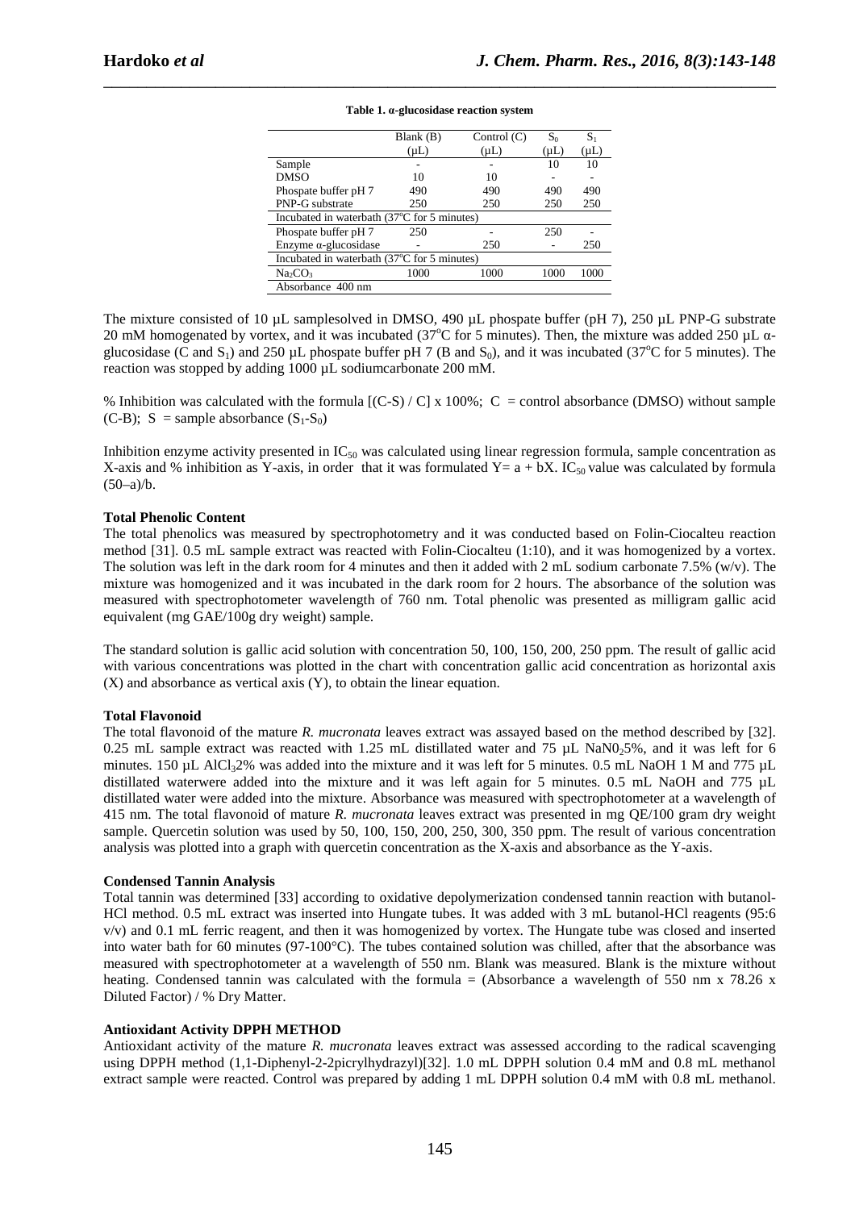**Table 1. α-glucosidase reaction system**

| | Blank (B) (µL) | Control (C) (µL) | $S_0$ (µL) | $S_1$ (µL) |
|---|---|---|---|---|
| Sample | - | - | 10 | 10 |
| DMSO | 10 | 10 | - | - |
| Phospate buffer pH 7 | 490 | 490 | 490 | 490 |
| PNP-G substrate | 250 | 250 | 250 | 250 |
| Incubated in waterbath (37°C for 5 minutes) | | | | |
| Phospate buffer pH 7 | 250 | - | 250 | - |
| Enzyme α-glucosidase | - | 250 | - | 250 |
| Incubated in waterbath (37°C for 5 minutes) | | | | |
| $Na_2CO_3$ | 1000 | 1000 | 1000 | 1000 |
| Absorbance 400 nm | | | | |

The mixture consisted of 10 µL samplesolved in DMSO, 490 µL phospate buffer (pH 7), 250 µL PNP-G substrate 20 mM homogenated by vortex, and it was incubated (37°C for 5 minutes). Then, the mixture was added 250 µL α-glucosidase (C and $S_1$) and 250 µL phospate buffer pH 7 (B and $S_0$), and it was incubated (37°C for 5 minutes). The reaction was stopped by adding 1000 µL sodiumcarbonate 200 mM.

% Inhibition was calculated with the formula $[(C-S) / C] \times 100\%$; C = control absorbance (DMSO) without sample (C-B); S = sample absorbance ($S_1$-$S_0$)

Inhibition enzyme activity presented in $IC_{50}$ was calculated using linear regression formula, sample concentration as X-axis and % inhibition as Y-axis, in order that it was formulated $Y = a + bX$. $IC_{50}$ value was calculated by formula $(50–a)/b$.

**Total Phenolic Content**

The total phenolics was measured by spectrophotometry and it was conducted based on Folin-Ciocalteu reaction method [31]. 0.5 mL sample extract was reacted with Folin-Ciocalteu (1:10), and it was homogenized by a vortex. The solution was left in the dark room for 4 minutes and then it added with 2 mL sodium carbonate 7.5% (w/v). The mixture was homogenized and it was incubated in the dark room for 2 hours. The absorbance of the solution was measured with spectrophotometer wavelength of 760 nm. Total phenolic was presented as milligram gallic acid equivalent (mg GAE/100g dry weight) sample.

The standard solution is gallic acid solution with concentration 50, 100, 150, 200, 250 ppm. The result of gallic acid with various concentrations was plotted in the chart with concentration gallic acid concentration as horizontal axis (X) and absorbance as vertical axis (Y), to obtain the linear equation.

**Total Flavonoid**

The total flavonoid of the mature *R. mucronata* leaves extract was assayed based on the method described by [32]. 0.25 mL sample extract was reacted with 1.25 mL distilled water and 75 µL $NaN0_2$5%, and it was left for 6 minutes. 150 µL $AlCl_3$2% was added into the mixture and it was left for 5 minutes. 0.5 mL NaOH 1 M and 775 µL distilled waterwere added into the mixture and it was left again for 5 minutes. 0.5 mL NaOH and 775 µL distilled water were added into the mixture. Absorbance was measured with spectrophotometer at a wavelength of 415 nm. The total flavonoid of mature *R. mucronata* leaves extract was presented in mg QE/100 gram dry weight sample. Quercetin solution was used by 50, 100, 150, 200, 250, 300, 350 ppm. The result of various concentration analysis was plotted into a graph with quercetin concentration as the X-axis and absorbance as the Y-axis.

**Condensed Tannin Analysis**

Total tannin was determined [33] according to oxidative depolymerization condensed tannin reaction with butanol-HCl method. 0.5 mL extract was inserted into Hungate tubes. It was added with 3 mL butanol-HCl reagents (95:6 v/v) and 0.1 mL ferric reagent, and then it was homogenized by vortex. The Hungate tube was closed and inserted into water bath for 60 minutes (97-100°C). The tubes contained solution was chilled, after that the absorbance was measured with spectrophotometer at a wavelength of 550 nm. Blank was measured. Blank is the mixture without heating. Condensed tannin was calculated with the formula = (Absorbance a wavelength of 550 nm x 78.26 x Diluted Factor) / % Dry Matter.

**Antioxidant Activity DPPH METHOD**

Antioxidant activity of the mature *R. mucronata* leaves extract was assessed according to the radical scavenging using DPPH method (1,1-Diphenyl-2-2picrylhydrazyl)[32]. 1.0 mL DPPH solution 0.4 mM and 0.8 mL methanol extract sample were reacted. Control was prepared by adding 1 mL DPPH solution 0.4 mM with 0.8 mL methanol.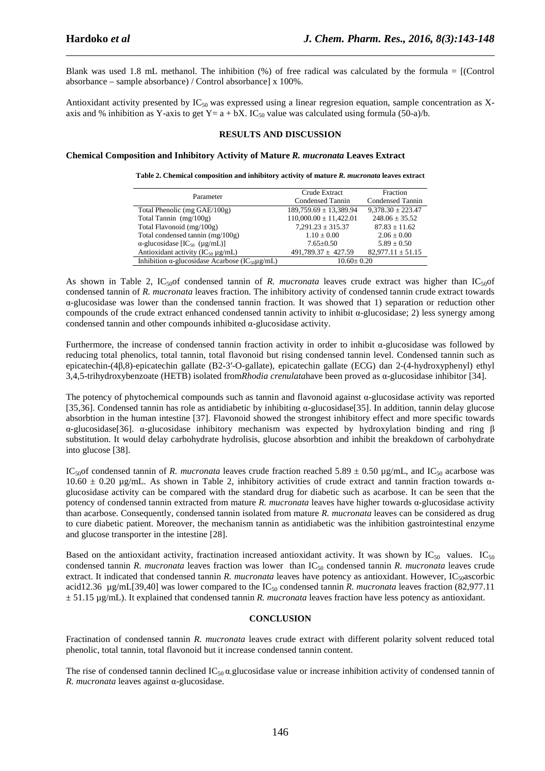Blank was used 1.8 mL methanol. The inhibition (%) of free radical was calculated by the formula = [(Control absorbance – sample absorbance) / Control absorbance] x 100%.

Antioxidant activity presented by $IC_{50}$ was expressed using a linear regresion equation, sample concentration as X-axis and % inhibition as Y-axis to get Y= a + bX. $IC_{50}$ value was calculated using formula (50-a)/b.

## RESULTS AND DISCUSSION

### Chemical Composition and Inhibitory Activity of Mature *R. mucronata* Leaves Extract

**Table 2. Chemical composition and inhibitory activity of mature *R. mucronata* leaves extract**

| Parameter | Crude Extract Condensed Tannin | Fraction Condensed Tannin |
|---|---|---|
| Total Phenolic (mg GAE/100g) | 189,759.69 ± 13,389.94 | 9,378.30 ± 223.47 |
| Total Tannin (mg/100g) | 110,000.00 ± 11,422.01 | 248.06 ± 35.52 |
| Total Flavonoid (mg/100g) | 7,291.23 ± 315.37 | 87.83 ± 11.62 |
| Total condensed tannin (mg/100g) | 1.10 ± 0.00 | 2.06 ± 0.00 |
| α-glucosidase [$IC_{50}$ (μg/mL)] | 7.65±0.50 | 5.89 ± 0.50 |
| Antioxidant activity ($IC_{50}$ μg/mL) | 491,789.37 ± 427.59 | 82,977.11 ± 51.15 |
| Inhibition α-glucosidase Acarbose ($IC_{50}$μg/mL) | 10.60± 0.20 | |

As shown in Table 2, $IC_{50}$of condensed tannin of *R. mucronata* leaves crude extract was higher than $IC_{50}$of condensed tannin of *R. mucronata* leaves fraction. The inhibitory activity of condensed tannin crude extract towards α-glucosidase was lower than the condensed tannin fraction. It was showed that 1) separation or reduction other compounds of the crude extract enhanced condensed tannin activity to inhibit α-glucosidase; 2) less synergy among condensed tannin and other compounds inhibited α-glucosidase activity.

Furthermore, the increase of condensed tannin fraction activity in order to inhibit α-glucosidase was followed by reducing total phenolics, total tannin, total flavonoid but rising condensed tannin level. Condensed tannin such as epicatechin-(4β,8)-epicatechin gallate (B2-3′-O-gallate), epicatechin gallate (ECG) dan 2-(4-hydroxyphenyl) ethyl 3,4,5-trihydroxybenzoate (HETB) isolated from*Rhodia crenulata*have been proved as α-glucosidase inhibitor [34].

The potency of phytochemical compounds such as tannin and flavonoid against α-glucosidase activity was reported [35,36]. Condensed tannin has role as antidiabetic by inhibiting α-glucosidase[35]. In addition, tannin delay glucose absorbtion in the human intestine [37]. Flavonoid showed the strongest inhibitory effect and more specific towards α-glucosidase[36]. α-glucosidase inhibitory mechanism was expected by hydroxylation binding and ring β substitution. It would delay carbohydrate hydrolisis, glucose absorbtion and inhibit the breakdown of carbohydrate into glucose [38].

$IC_{50}$of condensed tannin of *R. mucronata* leaves crude fraction reached 5.89 ± 0.50 µg/mL, and $IC_{50}$ acarbose was 10.60 ± 0.20 µg/mL. As shown in Table 2, inhibitory activities of crude extract and tannin fraction towards α-glucosidase activity can be compared with the standard drug for diabetic such as acarbose. It can be seen that the potency of condensed tannin extracted from mature *R. mucronata* leaves have higher towards α-glucosidase activity than acarbose. Consequently, condensed tannin isolated from mature *R. mucronata* leaves can be considered as drug to cure diabetic patient. Moreover, the mechanism tannin as antidiabetic was the inhibition gastrointestinal enzyme and glucose transporter in the intestine [28].

Based on the antioxidant activity, fractination increased antioxidant activity. It was shown by $IC_{50}$ values. $IC_{50}$ condensed tannin *R. mucronata* leaves fraction was lower than $IC_{50}$ condensed tannin *R. mucronata* leaves crude extract. It indicated that condensed tannin *R. mucronata* leaves have potency as antioxidant. However, $IC_{50}$ascorbic acid12.36 µg/mL[39,40] was lower compared to the $IC_{50}$ condensed tannin *R. mucronata* leaves fraction (82,977.11 ± 51.15 µg/mL). It explained that condensed tannin *R. mucronata* leaves fraction have less potency as antioxidant.

## CONCLUSION

Fractination of condensed tannin *R. mucronata* leaves crude extract with different polarity solvent reduced total phenolic, total tannin, total flavonoid but it increase condensed tannin content.

The rise of condensed tannin declined $IC_{50}$ α.glucosidase value or increase inhibition activity of condensed tannin of *R. mucronata* leaves against α-glucosidase.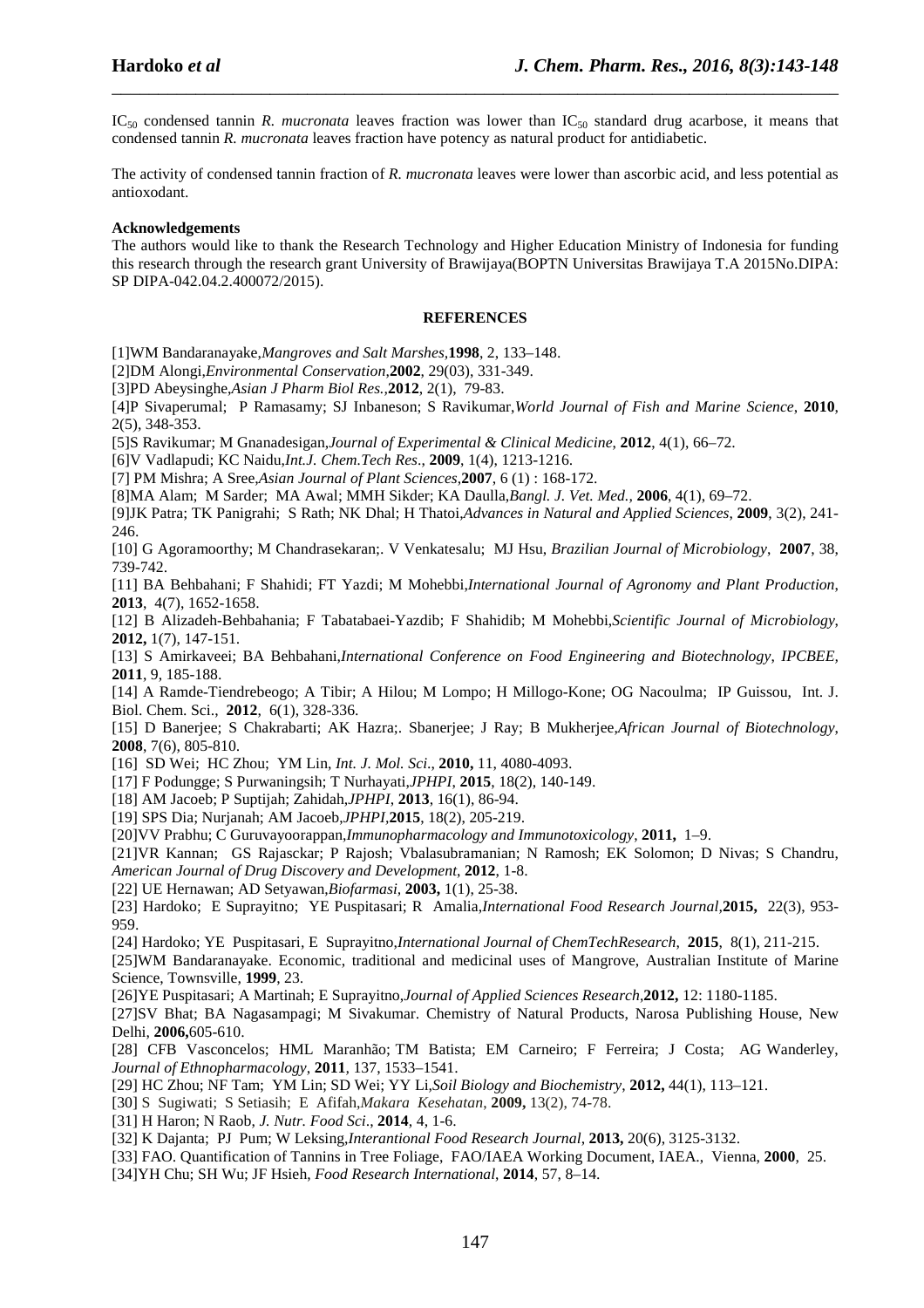$IC_{50}$ condensed tannin *R. mucronata* leaves fraction was lower than $IC_{50}$ standard drug acarbose, it means that condensed tannin *R. mucronata* leaves fraction have potency as natural product for antidiabetic.

The activity of condensed tannin fraction of *R. mucronata* leaves were lower than ascorbic acid, and less potential as antioxodant.

**Acknowledgements**

The authors would like to thank the Research Technology and Higher Education Ministry of Indonesia for funding this research through the research grant University of Brawijaya(BOPTN Universitas Brawijaya T.A 2015No.DIPA: SP DIPA-042.04.2.400072/2015).

## REFERENCES

[1]WM Bandaranayake,*Mangroves and Salt Marshes*,**1998**, 2, 133–148.

[2]DM Alongi,*Environmental Conservation*,**2002**, 29(03), 331-349.

[3]PD Abeysinghe,*Asian J Pharm Biol Res.*,**2012**, 2(1), 79-83.

[4]P Sivaperumal; P Ramasamy; SJ Inbaneson; S Ravikumar,*World Journal of Fish and Marine Science*, **2010**, 2(5), 348-353.

[5]S Ravikumar; M Gnanadesigan,*Journal of Experimental & Clinical Medicine*, **2012**, 4(1), 66–72.

[6]V Vadlapudi; KC Naidu,*Int.J. Chem.Tech Res*., **2009**, 1(4), 1213-1216.

[7] PM Mishra; A Sree,*Asian Journal of Plant Sciences*,**2007**, 6 (1) : 168-172.

[8]MA Alam; M Sarder; MA Awal; MMH Sikder; KA Daulla,*Bangl. J. Vet. Med.*, **2006**, 4(1), 69–72.

[9]JK Patra; TK Panigrahi; S Rath; NK Dhal; H Thatoi,*Advances in Natural and Applied Sciences*, **2009**, 3(2), 241-246.

[10] G Agoramoorthy; M Chandrasekaran;. V Venkatesalu; MJ Hsu, *Brazilian Journal of Microbiology*, **2007**, 38, 739-742.

[11] BA Behbahani; F Shahidi; FT Yazdi; M Mohebbi,*International Journal of Agronomy and Plant Production*, **2013**, 4(7), 1652-1658.

[12] B Alizadeh-Behbahania; F Tabatabaei-Yazdib; F Shahidib; M Mohebbi,*Scientific Journal of Microbiology*, **2012,** 1(7), 147-151.

[13] S Amirkaveei; BA Behbahani,*International Conference on Food Engineering and Biotechnology, IPCBEE*, **2011**, 9, 185-188.

[14] A Ramde-Tiendrebeogo; A Tibir; A Hilou; M Lompo; H Millogo-Kone; OG Nacoulma; IP Guissou, Int. J. Biol. Chem. Sci., **2012**, 6(1), 328-336.

[15] D Banerjee; S Chakrabarti; AK Hazra;. Sbanerjee; J Ray; B Mukherjee,*African Journal of Biotechnology*, **2008**, 7(6), 805-810.

[16] SD Wei; HC Zhou; YM Lin, *Int. J. Mol. Sci*., **2010,** 11, 4080-4093.

[17] F Podungge; S Purwaningsih; T Nurhayati,*JPHPI*, **2015**, 18(2), 140-149.

[18] AM Jacoeb; P Suptijah; Zahidah,*JPHPI*, **2013**, 16(1), 86-94.

[19] SPS Dia; Nurjanah; AM Jacoeb,*JPHPI*,**2015**, 18(2), 205-219.

[20]VV Prabhu; C Guruvayoorappan,*Immunopharmacology and Immunotoxicology*, **2011,** 1–9.

[21]VR Kannan; GS Rajasckar; P Rajosh; Vbalasubramanian; N Ramosh; EK Solomon; D Nivas; S Chandru, *American Journal of Drug Discovery and Development*, **2012**, 1-8.

[22] UE Hernawan; AD Setyawan,*Biofarmasi*, **2003,** 1(1), 25-38.

[23] Hardoko; E Suprayitno; YE Puspitasari; R Amalia,*International Food Research Journal*,**2015,** 22(3), 953-959.

[24] Hardoko; YE Puspitasari, E Suprayitno,*International Journal of ChemTechResearch*, **2015**, 8(1), 211-215.

[25]WM Bandaranayake. Economic, traditional and medicinal uses of Mangrove, Australian Institute of Marine Science, Townsville, **1999**, 23.

[26]YE Puspitasari; A Martinah; E Suprayitno,*Journal of Applied Sciences Research*,**2012,** 12: 1180-1185.

[27]SV Bhat; BA Nagasampagi; M Sivakumar. Chemistry of Natural Products, Narosa Publishing House, New Delhi, **2006,**605-610.

[28] CFB Vasconcelos; HML Maranhão; TM Batista; EM Carneiro; F Ferreira; J Costa; AG Wanderley, *Journal of Ethnopharmacology*, **2011**, 137, 1533–1541.

[29] HC Zhou; NF Tam; YM Lin; SD Wei; YY Li,*Soil Biology and Biochemistry*, **2012,** 44(1), 113–121.

[30] S Sugiwati; S Setiasih; E Afifah,*Makara Kesehatan*, **2009,** 13(2), 74-78.

[31] H Haron; N Raob, *J. Nutr. Food Sci*., **2014**, 4, 1-6.

[32] K Dajanta; PJ Pum; W Leksing,*Interantional Food Research Journal*, **2013,** 20(6), 3125-3132.

[33] FAO. Quantification of Tannins in Tree Foliage, FAO/IAEA Working Document, IAEA., Vienna, **2000**, 25.

[34]YH Chu; SH Wu; JF Hsieh, *Food Research International*, **2014**, 57, 8–14.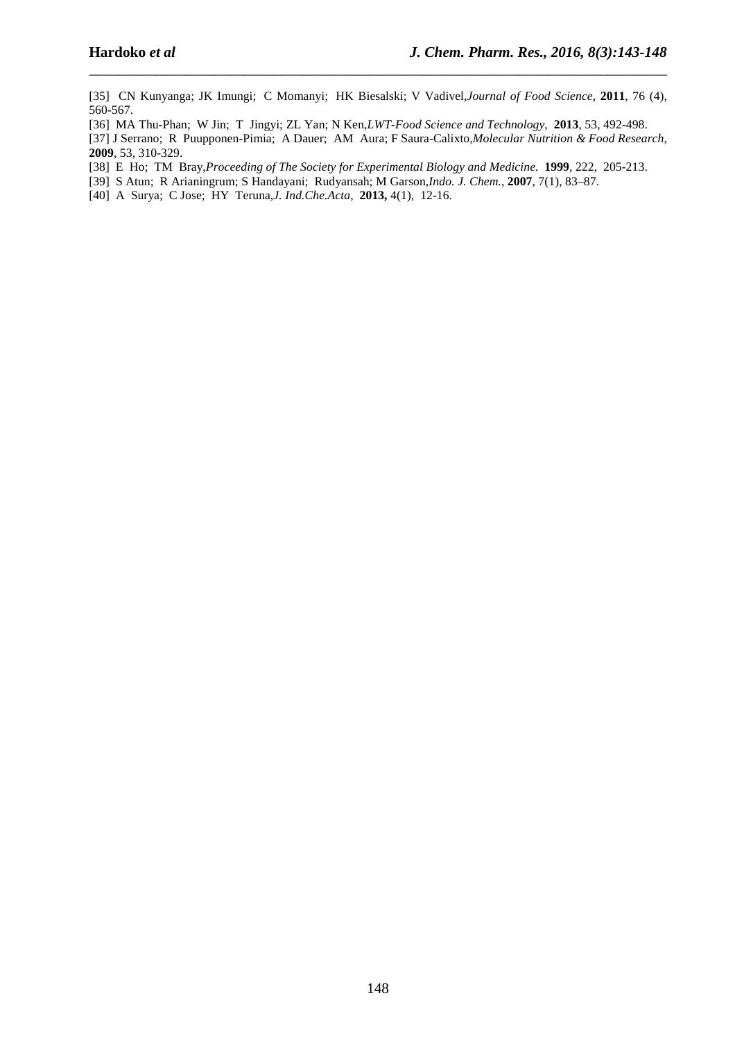[35] CN Kunyanga; JK Imungi; C Momanyi; HK Biesalski; V Vadivel,*Journal of Food Science*, **2011**, 76 (4), 560-567.

[36] MA Thu-Phan; W Jin; T Jingyi; ZL Yan; N Ken,*LWT-Food Science and Technology*, **2013**, 53, 492-498.

[37] J Serrano; R Puupponen-Pimia; A Dauer; AM Aura; F Saura-Calixto,*Molecular Nutrition & Food Research*, **2009**, 53, 310-329.

[38] E Ho; TM Bray,*Proceeding of The Society for Experimental Biology and Medicine.* **1999**, 222, 205-213.

[39] S Atun; R Arianingrum; S Handayani; Rudyansah; M Garson,*Indo. J. Chem.*, **2007**, 7(1), 83–87.

[40] A Surya; C Jose; HY Teruna,*J. Ind.Che.Acta*, **2013,** 4(1), 12-16.